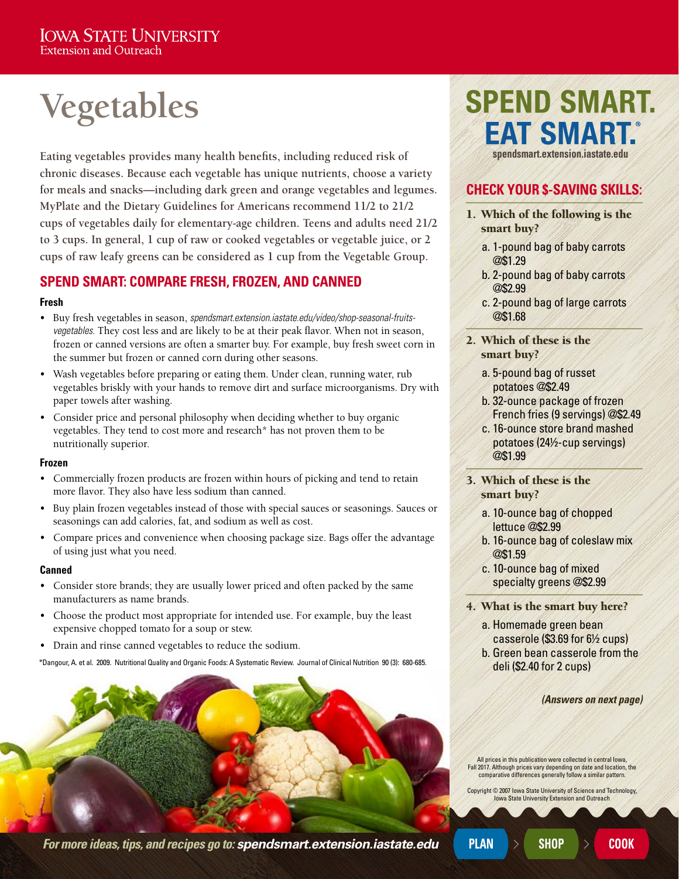Iowa State University
Extension and Outreach

# Vegetables

**Eating vegetables provides many health benefits, including reduced risk of chronic diseases. Because each vegetable has unique nutrients, choose a variety for meals and snacks—including dark green and orange vegetables and legumes. MyPlate and the Dietary Guidelines for Americans recommend 11/2 to 21/2 cups of vegetables daily for elementary-age children. Teens and adults need 21/2 to 3 cups. In general, 1 cup of raw or cooked vegetables or vegetable juice, or 2 cups of raw leafy greens can be considered as 1 cup from the Vegetable Group.**

## SPEND SMART: COMPARE FRESH, FROZEN, AND CANNED

### Fresh

- Buy fresh vegetables in season, *spendsmart.extension.iastate.edu/video/shop-seasonal-fruits-vegetables.* They cost less and are likely to be at their peak flavor. When not in season, frozen or canned versions are often a smarter buy. For example, buy fresh sweet corn in the summer but frozen or canned corn during other seasons.
- Wash vegetables before preparing or eating them. Under clean, running water, rub vegetables briskly with your hands to remove dirt and surface microorganisms. Dry with paper towels after washing.
- Consider price and personal philosophy when deciding whether to buy organic vegetables. They tend to cost more and research* has not proven them to be nutritionally superior.

### Frozen

- Commercially frozen products are frozen within hours of picking and tend to retain more flavor. They also have less sodium than canned.
- Buy plain frozen vegetables instead of those with special sauces or seasonings. Sauces or seasonings can add calories, fat, and sodium as well as cost.
- Compare prices and convenience when choosing package size. Bags offer the advantage of using just what you need.

### Canned

- Consider store brands; they are usually lower priced and often packed by the same manufacturers as name brands.
- Choose the product most appropriate for intended use. For example, buy the least expensive chopped tomato for a soup or stew.
- Drain and rinse canned vegetables to reduce the sodium.

*Dangour, A. et al. 2009. Nutritional Quality and Organic Foods: A Systematic Review. Journal of Clinical Nutrition 90 (3): 680-685.

## SPEND SMART. EAT SMART.

spendsmart.extension.iastate.edu

## CHECK YOUR $-SAVING SKILLS:

1. **Which of the following is the smart buy?**
   a. 1-pound bag of baby carrots @$1.29
   b. 2-pound bag of baby carrots @$2.99
   c. 2-pound bag of large carrots @$1.68

2. **Which of these is the smart buy?**
   a. 5-pound bag of russet potatoes @$2.49
   b. 32-ounce package of frozen French fries (9 servings) @$2.49
   c. 16-ounce store brand mashed potatoes (24½-cup servings) @$1.99

3. **Which of these is the smart buy?**
   a. 10-ounce bag of chopped lettuce @$2.99
   b. 16-ounce bag of coleslaw mix @$1.59
   c. 10-ounce bag of mixed specialty greens @$2.99

4. **What is the smart buy here?**
   a. Homemade green bean casserole ($3.69 for 6½ cups)
   b. Green bean casserole from the deli ($2.40 for 2 cups)

***(Answers on next page)***

All prices in this publication were collected in central Iowa, Fall 2017. Although prices vary depending on date and location, the comparative differences generally follow a similar pattern.

Copyright © 2007 Iowa State University of Science and Technology, Iowa State University Extension and Outreach

*For more ideas, tips, and recipes go to:* ***spendsmart.extension.iastate.edu***

PLAN > SHOP > COOK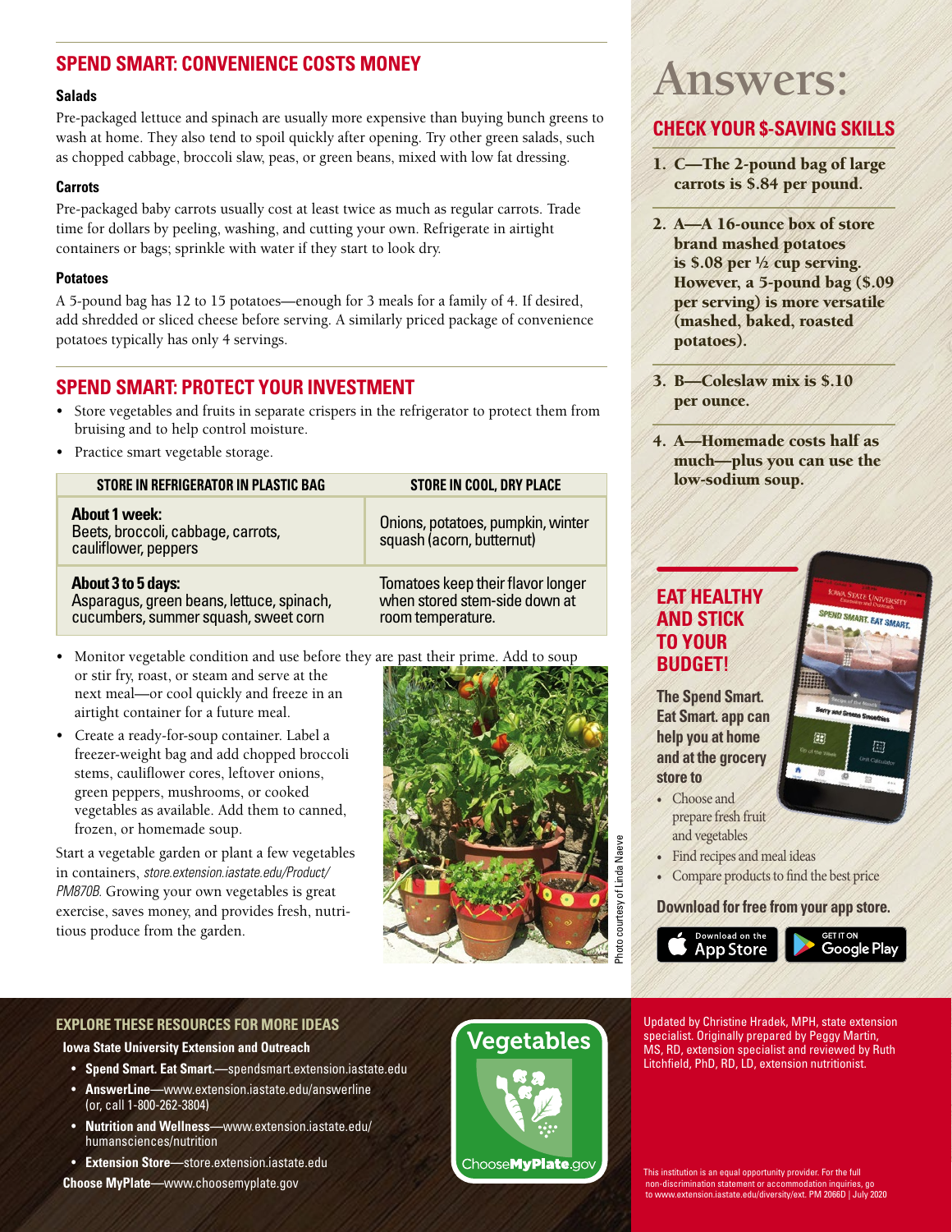## SPEND SMART: CONVENIENCE COSTS MONEY

### Salads

Pre-packaged lettuce and spinach are usually more expensive than buying bunch greens to wash at home. They also tend to spoil quickly after opening. Try other green salads, such as chopped cabbage, broccoli slaw, peas, or green beans, mixed with low fat dressing.

### Carrots

Pre-packaged baby carrots usually cost at least twice as much as regular carrots. Trade time for dollars by peeling, washing, and cutting your own. Refrigerate in airtight containers or bags; sprinkle with water if they start to look dry.

### Potatoes

A 5-pound bag has 12 to 15 potatoes—enough for 3 meals for a family of 4. If desired, add shredded or sliced cheese before serving. A similarly priced package of convenience potatoes typically has only 4 servings.

## SPEND SMART: PROTECT YOUR INVESTMENT

- Store vegetables and fruits in separate crispers in the refrigerator to protect them from bruising and to help control moisture.
- Practice smart vegetable storage.

| STORE IN REFRIGERATOR IN PLASTIC BAG | STORE IN COOL, DRY PLACE |
|---|---|
| **About 1 week:** Beets, broccoli, cabbage, carrots, cauliflower, peppers | Onions, potatoes, pumpkin, winter squash (acorn, butternut) |
| **About 3 to 5 days:** Asparagus, green beans, lettuce, spinach, cucumbers, summer squash, sweet corn | Tomatoes keep their flavor longer when stored stem-side down at room temperature. |

- Monitor vegetable condition and use before they are past their prime. Add to soup or stir fry, roast, or steam and serve at the next meal—or cool quickly and freeze in an airtight container for a future meal.
- Create a ready-for-soup container. Label a freezer-weight bag and add chopped broccoli stems, cauliflower cores, leftover onions, green peppers, mushrooms, or cooked vegetables as available. Add them to canned, frozen, or homemade soup.

Start a vegetable garden or plant a few vegetables in containers, *store.extension.iastate.edu/Product/PM870B*. Growing your own vegetables is great exercise, saves money, and provides fresh, nutritious produce from the garden.

Photo courtesy of Linda Naeve

# Answers:

## CHECK YOUR $-SAVING SKILLS

1. **C—The 2-pound bag of large carrots is $.84 per pound.**
2. **A—A 16-ounce box of store brand mashed potatoes is $.08 per ½ cup serving. However, a 5-pound bag ($.09 per serving) is more versatile (mashed, baked, roasted potatoes).**
3. **B—Coleslaw mix is $.10 per ounce.**
4. **A—Homemade costs half as much—plus you can use the low-sodium soup.**

## EAT HEALTHY AND STICK TO YOUR BUDGET!

**The Spend Smart. Eat Smart. app can help you at home and at the grocery store to**

- Choose and prepare fresh fruit and vegetables
- Find recipes and meal ideas
- Compare products to find the best price

**Download for free from your app store.**

Download on the App Store | GET IT ON Google Play

## EXPLORE THESE RESOURCES FOR MORE IDEAS

**Iowa State University Extension and Outreach**

- **Spend Smart. Eat Smart.**—spendsmart.extension.iastate.edu
- **AnswerLine**—www.extension.iastate.edu/answerline (or, call 1-800-262-3804)
- **Nutrition and Wellness**—www.extension.iastate.edu/humansciences/nutrition
- **Extension Store**—store.extension.iastate.edu

**Choose MyPlate**—www.choosemyplate.gov

Vegetables
ChooseMyPlate.gov

Updated by Christine Hradek, MPH, state extension specialist. Originally prepared by Peggy Martin, MS, RD, extension specialist and reviewed by Ruth Litchfield, PhD, RD, LD, extension nutritionist.

This institution is an equal opportunity provider. For the full non-discrimination statement or accommodation inquiries, go to www.extension.iastate.edu/diversity/ext. PM 2066D | July 2020